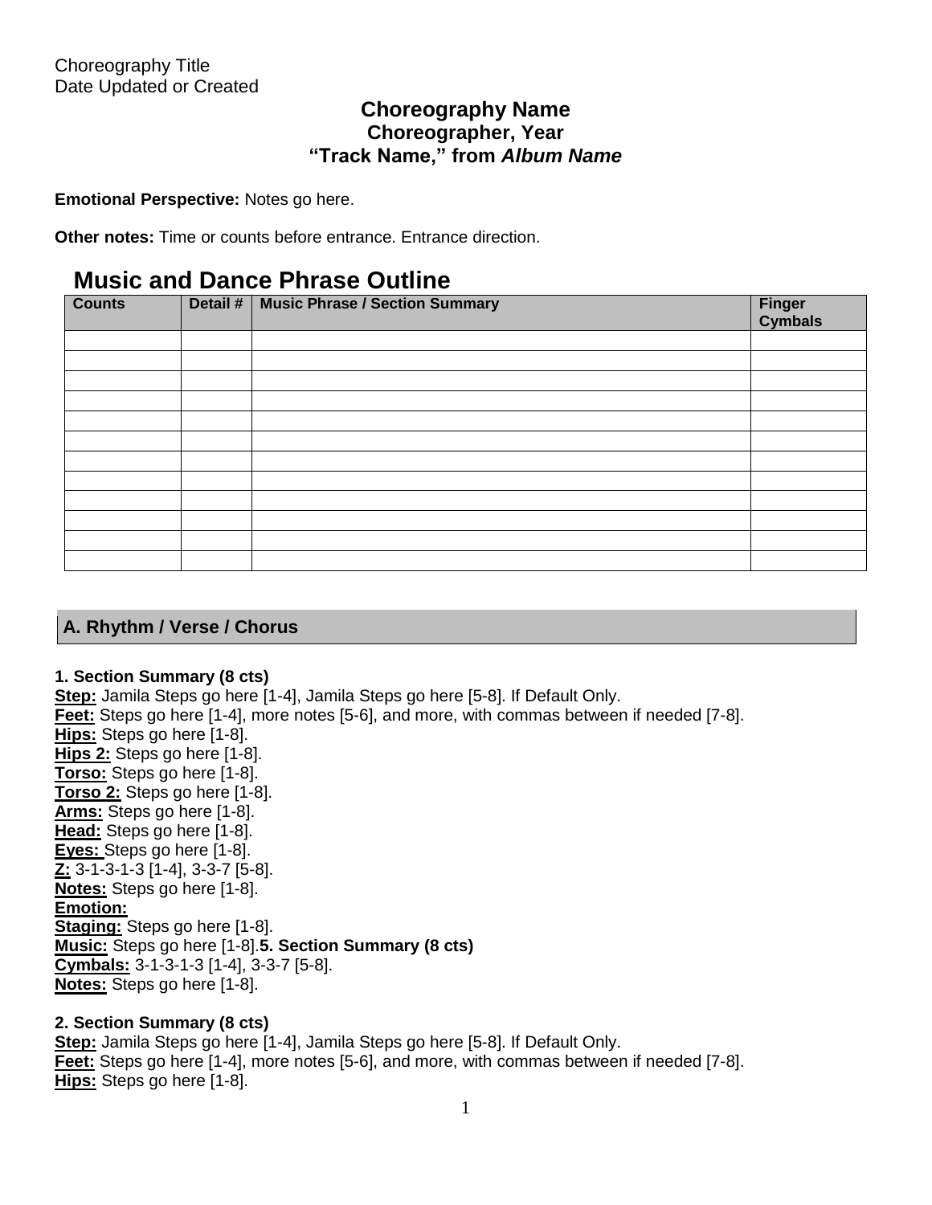Choreography Title
Date Updated or Created

## Choreography Name

### Choreographer, Year

### "Track Name," from *Album Name*

**Emotional Perspective:** Notes go here.

**Other notes:** Time or counts before entrance. Entrance direction.

## Music and Dance Phrase Outline

| Counts | Detail # | Music Phrase / Section Summary | Finger Cymbals |
|---|---|---|---|
| | | | |
| | | | |
| | | | |
| | | | |
| | | | |
| | | | |
| | | | |
| | | | |
| | | | |
| | | | |
| | | | |
| | | | |

## A. Rhythm / Verse / Chorus

**1. Section Summary (8 cts)**
**Step:** Jamila Steps go here [1-4], Jamila Steps go here [5-8]. If Default Only.
**Feet:** Steps go here [1-4], more notes [5-6], and more, with commas between if needed [7-8].
**Hips:** Steps go here [1-8].
**Hips 2:** Steps go here [1-8].
**Torso:** Steps go here [1-8].
**Torso 2:** Steps go here [1-8].
**Arms:** Steps go here [1-8].
**Head:** Steps go here [1-8].
**Eyes:** Steps go here [1-8].
**Z:** 3-1-3-1-3 [1-4], 3-3-7 [5-8].
**Notes:** Steps go here [1-8].
**Emotion:**
**Staging:** Steps go here [1-8].
**Music:** Steps go here [1-8].**5. Section Summary (8 cts)**
**Cymbals:** 3-1-3-1-3 [1-4], 3-3-7 [5-8].
**Notes:** Steps go here [1-8].

**2. Section Summary (8 cts)**
**Step:** Jamila Steps go here [1-4], Jamila Steps go here [5-8]. If Default Only.
**Feet:** Steps go here [1-4], more notes [5-6], and more, with commas between if needed [7-8].
**Hips:** Steps go here [1-8].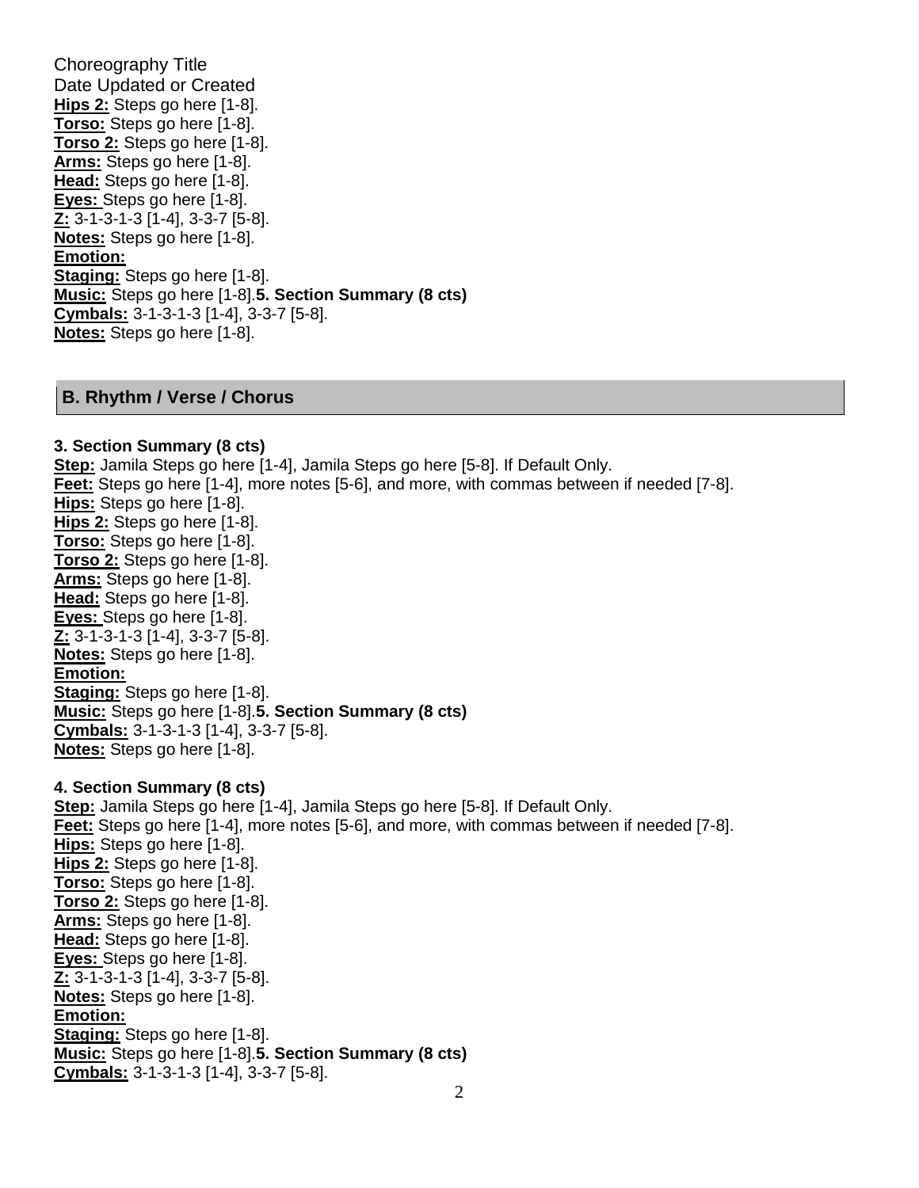Choreography Title
Date Updated or Created
**Hips 2:** Steps go here [1-8].
**Torso:** Steps go here [1-8].
**Torso 2:** Steps go here [1-8].
**Arms:** Steps go here [1-8].
**Head:** Steps go here [1-8].
**Eyes:** Steps go here [1-8].
**Z:** 3-1-3-1-3 [1-4], 3-3-7 [5-8].
**Notes:** Steps go here [1-8].
**Emotion:**
**Staging:** Steps go here [1-8].
**Music:** Steps go here [1-8].**5. Section Summary (8 cts)**
**Cymbals:** 3-1-3-1-3 [1-4], 3-3-7 [5-8].
**Notes:** Steps go here [1-8].

## B. Rhythm / Verse / Chorus

**3. Section Summary (8 cts)**
**Step:** Jamila Steps go here [1-4], Jamila Steps go here [5-8]. If Default Only.
**Feet:** Steps go here [1-4], more notes [5-6], and more, with commas between if needed [7-8].
**Hips:** Steps go here [1-8].
**Hips 2:** Steps go here [1-8].
**Torso:** Steps go here [1-8].
**Torso 2:** Steps go here [1-8].
**Arms:** Steps go here [1-8].
**Head:** Steps go here [1-8].
**Eyes:** Steps go here [1-8].
**Z:** 3-1-3-1-3 [1-4], 3-3-7 [5-8].
**Notes:** Steps go here [1-8].
**Emotion:**
**Staging:** Steps go here [1-8].
**Music:** Steps go here [1-8].**5. Section Summary (8 cts)**
**Cymbals:** 3-1-3-1-3 [1-4], 3-3-7 [5-8].
**Notes:** Steps go here [1-8].

**4. Section Summary (8 cts)**
**Step:** Jamila Steps go here [1-4], Jamila Steps go here [5-8]. If Default Only.
**Feet:** Steps go here [1-4], more notes [5-6], and more, with commas between if needed [7-8].
**Hips:** Steps go here [1-8].
**Hips 2:** Steps go here [1-8].
**Torso:** Steps go here [1-8].
**Torso 2:** Steps go here [1-8].
**Arms:** Steps go here [1-8].
**Head:** Steps go here [1-8].
**Eyes:** Steps go here [1-8].
**Z:** 3-1-3-1-3 [1-4], 3-3-7 [5-8].
**Notes:** Steps go here [1-8].
**Emotion:**
**Staging:** Steps go here [1-8].
**Music:** Steps go here [1-8].**5. Section Summary (8 cts)**
**Cymbals:** 3-1-3-1-3 [1-4], 3-3-7 [5-8].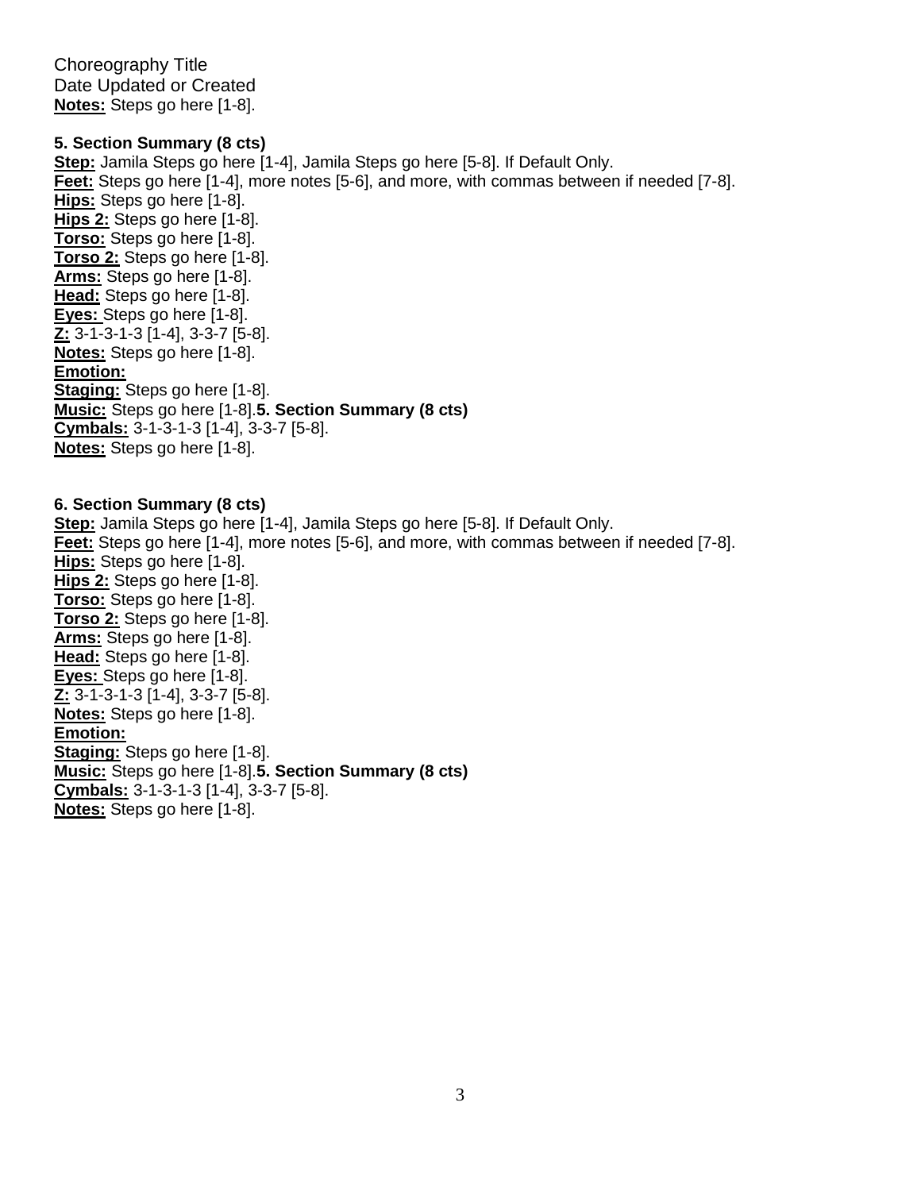Choreography Title
Date Updated or Created
**Notes:** Steps go here [1-8].

**5. Section Summary (8 cts)**
**Step:** Jamila Steps go here [1-4], Jamila Steps go here [5-8]. If Default Only.
**Feet:** Steps go here [1-4], more notes [5-6], and more, with commas between if needed [7-8].
**Hips:** Steps go here [1-8].
**Hips 2:** Steps go here [1-8].
**Torso:** Steps go here [1-8].
**Torso 2:** Steps go here [1-8].
**Arms:** Steps go here [1-8].
**Head:** Steps go here [1-8].
**Eyes:** Steps go here [1-8].
**Z:** 3-1-3-1-3 [1-4], 3-3-7 [5-8].
**Notes:** Steps go here [1-8].
**Emotion:**
**Staging:** Steps go here [1-8].
**Music:** Steps go here [1-8].**5. Section Summary (8 cts)**
**Cymbals:** 3-1-3-1-3 [1-4], 3-3-7 [5-8].
**Notes:** Steps go here [1-8].

**6. Section Summary (8 cts)**
**Step:** Jamila Steps go here [1-4], Jamila Steps go here [5-8]. If Default Only.
**Feet:** Steps go here [1-4], more notes [5-6], and more, with commas between if needed [7-8].
**Hips:** Steps go here [1-8].
**Hips 2:** Steps go here [1-8].
**Torso:** Steps go here [1-8].
**Torso 2:** Steps go here [1-8].
**Arms:** Steps go here [1-8].
**Head:** Steps go here [1-8].
**Eyes:** Steps go here [1-8].
**Z:** 3-1-3-1-3 [1-4], 3-3-7 [5-8].
**Notes:** Steps go here [1-8].
**Emotion:**
**Staging:** Steps go here [1-8].
**Music:** Steps go here [1-8].**5. Section Summary (8 cts)**
**Cymbals:** 3-1-3-1-3 [1-4], 3-3-7 [5-8].
**Notes:** Steps go here [1-8].